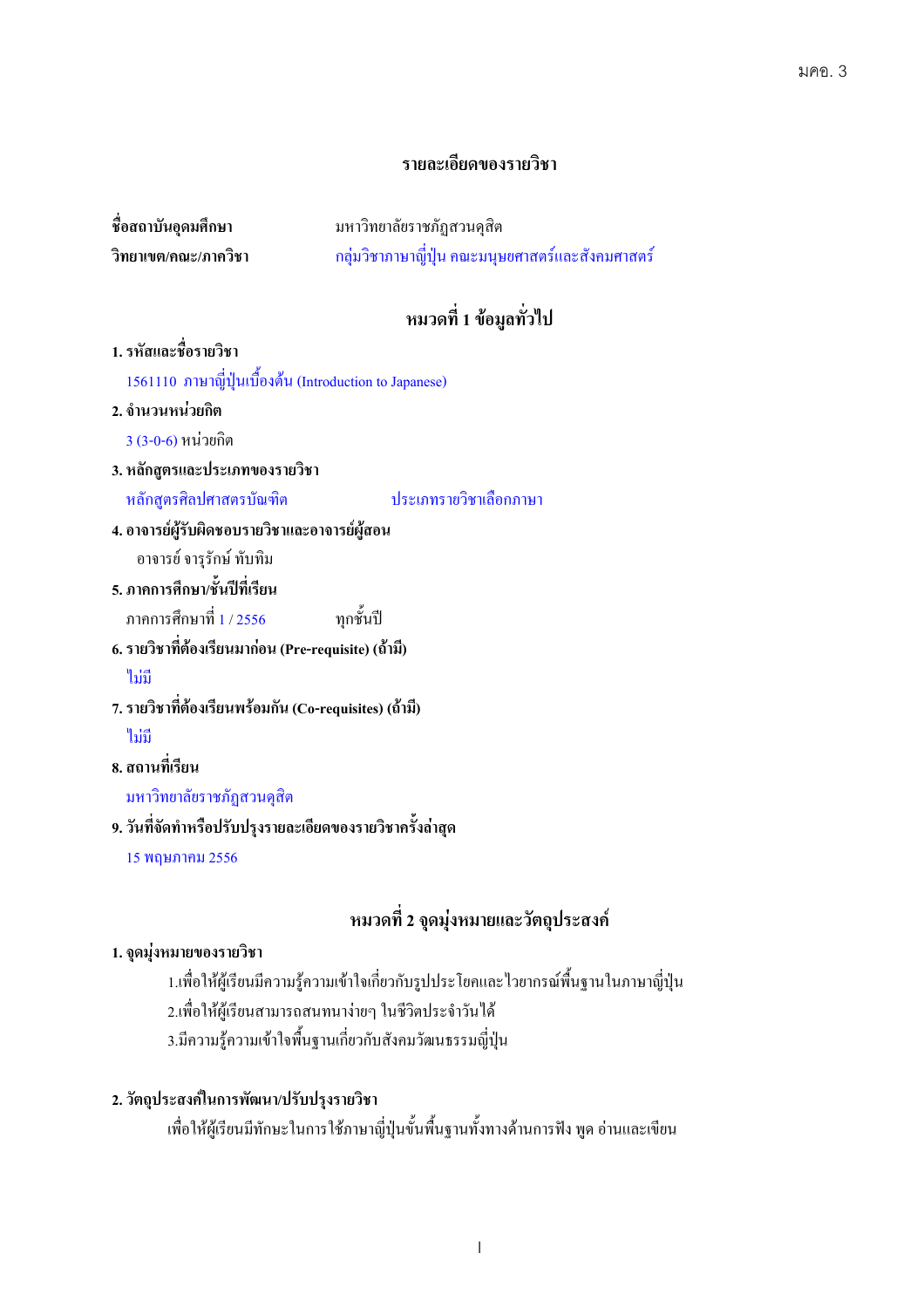มคอ. 3

# รายละเอียดของรายวิชา

**ชื่อสถาบันอุดมศึกษา** มหาวิทยาลัยราชภัฏสวนดุสิต

**วิทยาเขต/คณะ/ภาควิชา** กลุ่มวิชาภาษาญี่ปุ่น คณะมนุษยศาสตร์และสังคมศาสตร์

## หมวดที่ 1 ข้อมูลทั่วไป

**1. รหัสและชื่อรายวิชา**

1561110 ภาษาญี่ปุ่นเบื้องต้น (Introduction to Japanese)

**2. จำนวนหน่วยกิต**

3 (3-0-6) หน่วยกิต

**3. หลักสูตรและประเภทของรายวิชา**

หลักสูตรศิลปศาสตรบัณฑิต ประเภทรายวิชาเลือกภาษา

**4. อาจารย์ผู้รับผิดชอบรายวิชาและอาจารย์ผู้สอน**

อาจารย์ จารุรักษ์ ทับทิม

**5. ภาคการศึกษา/ชั้นปีที่เรียน**

ภาคการศึกษาที่ 1 / 2556 ทุกชั้นปี

**6. รายวิชาที่ต้องเรียนมาก่อน (Pre-requisite) (ถ้ามี)**

ไม่มี

**7. รายวิชาที่ต้องเรียนพร้อมกัน (Co-requisites) (ถ้ามี)**

ไม่มี

**8. สถานที่เรียน**

มหาวิทยาลัยราชภัฏสวนดุสิต

**9. วันที่จัดทำหรือปรับปรุงรายละเอียดของรายวิชาครั้งล่าสุด**

15 พฤษภาคม 2556

## หมวดที่ 2 จุดมุ่งหมายและวัตถุประสงค์

**1. จุดมุ่งหมายของรายวิชา**

1.เพื่อให้ผู้เรียนมีความรู้ความเข้าใจเกี่ยวกับรูปประโยคและไวยากรณ์พื้นฐานในภาษาญี่ปุ่น

2.เพื่อให้ผู้เรียนสามารถสนทนาง่ายๆ ในชีวิตประจำวันได้

3.มีความรู้ความเข้าใจพื้นฐานเกี่ยวกับสังคมวัฒนธรรมญี่ปุ่น

**2. วัตถุประสงค์ในการพัฒนา/ปรับปรุงรายวิชา**

เพื่อให้ผู้เรียนมีทักษะในการใช้ภาษาญี่ปุ่นขั้นพื้นฐานทั้งทางด้านการฟัง พูด อ่านและเขียน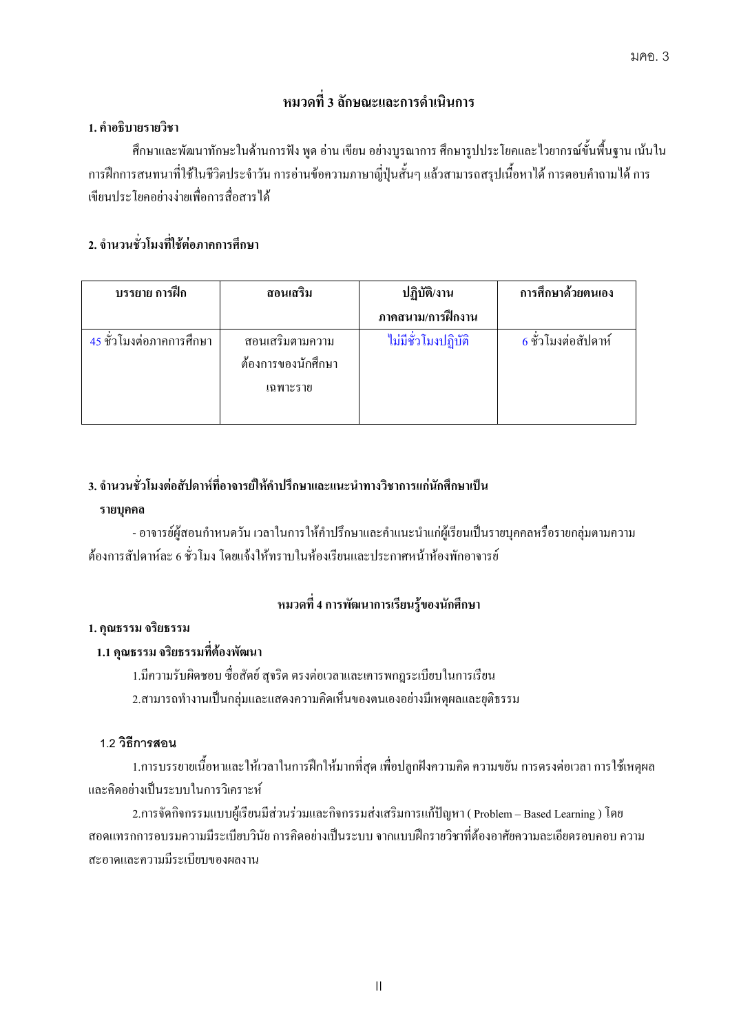## หมวดที่ 3 ลักษณะและการดำเนินการ

**1. คำอธิบายรายวิชา**

ศึกษาและพัฒนาทักษะในด้านการฟัง พูด อ่าน เขียน อย่างบูรณาการ ศึกษารูปประโยคและไวยากรณ์ขั้นพื้นฐาน เน้นในการฝึกการสนทนาที่ใช้ในชีวิตประจำวัน การอ่านข้อความภาษาญี่ปุ่นสั้นๆ แล้วสามารถสรุปเนื้อหาได้ การตอบคำถามได้ การเขียนประโยคอย่างง่ายเพื่อการสื่อสารได้

**2. จำนวนชั่วโมงที่ใช้ต่อภาคการศึกษา**

| บรรยาย การฝึก | สอนเสริม | ปฏิบัติ/งานภาคสนาม/การฝึกงาน | การศึกษาด้วยตนเอง |
|---|---|---|---|
| 45 ชั่วโมงต่อภาคการศึกษา | สอนเสริมตามความต้องการของนักศึกษาเฉพาะราย | ไม่มีชั่วโมงปฏิบัติ | 6 ชั่วโมงต่อสัปดาห์ |

**3. จำนวนชั่วโมงต่อสัปดาห์ที่อาจารย์ให้คำปรึกษาและแนะนำทางวิชาการแก่นักศึกษาเป็นรายบุคคล**

- อาจารย์ผู้สอนกำหนดวัน เวลาในการให้คำปรึกษาและคำแนะนำแก่ผู้เรียนเป็นรายบุคคลหรือรายกลุ่มตามความต้องการสัปดาห์ละ 6 ชั่วโมง โดยแจ้งให้ทราบในห้องเรียนและประกาศหน้าห้องพักอาจารย์

## หมวดที่ 4 การพัฒนาการเรียนรู้ของนักศึกษา

**1. คุณธรรม จริยธรรม**

**1.1 คุณธรรม จริยธรรมที่ต้องพัฒนา**

1.มีความรับผิดชอบ ซื่อสัตย์ สุจริต ตรงต่อเวลาและเคารพกฎระเบียบในการเรียน

2.สามารถทำงานเป็นกลุ่มและแสดงความคิดเห็นของตนเองอย่างมีเหตุผลและยุติธรรม

**1.2 วิธีการสอน**

1.การบรรยายเนื้อหาและให้เวลาในการฝึกให้มากที่สุด เพื่อปลูกฝังความคิด ความขยัน การตรงต่อเวลา การใช้เหตุผลและคิดอย่างเป็นระบบในการวิเคราะห์

2.การจัดกิจกรรมแบบผู้เรียนมีส่วนร่วมและกิจกรรมส่งเสริมการแก้ปัญหา ( Problem – Based Learning ) โดยสอดแทรกการอบรมความมีระเบียบวินัย การคิดอย่างเป็นระบบ จากแบบฝึกรายวิชาที่ต้องอาศัยความละเอียดรอบคอบ ความสะอาดและความมีระเบียบของผลงาน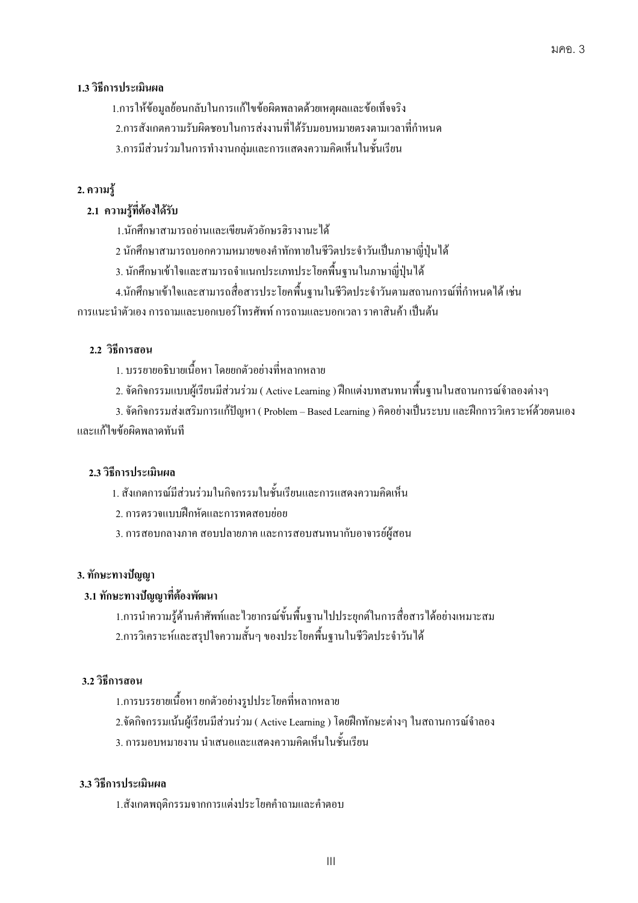**1.3 วิธีการประเมินผล**

1.การให้ข้อมูลย้อนกลับในการแก้ไขข้อผิดพลาดด้วยเหตุผลและข้อเท็จจริง

2.การสังเกตความรับผิดชอบในการส่งงานที่ได้รับมอบหมายตรงตามเวลาที่กำหนด

3.การมีส่วนร่วมในการทำงานกลุ่มและการแสดงความคิดเห็นในชั้นเรียน

**2. ความรู้**

**2.1 ความรู้ที่ต้องได้รับ**

1.นักศึกษาสามารถอ่านและเขียนตัวอักษรฮิรางานะได้

2 นักศึกษาสามารถบอกความหมายของคำทักทายในชีวิตประจำวันเป็นภาษาญี่ปุ่นได้

3. นักศึกษาเข้าใจและสามารถจำแนกประเภทประโยคพื้นฐานในภาษาญี่ปุ่นได้

4.นักศึกษาเข้าใจและสามารถสื่อสารประโยคพื้นฐานในชีวิตประจำวันตามสถานการณ์ที่กำหนดได้ เช่น การแนะนำตัวเอง การถามและบอกเบอร์โทรศัพท์ การถามและบอกเวลา ราคาสินค้า เป็นต้น

**2.2 วิธีการสอน**

1. บรรยายอธิบายเนื้อหา โดยยกตัวอย่างที่หลากหลาย

2. จัดกิจกรรมแบบผู้เรียนมีส่วนร่วม ( Active Learning ) ฝึกแต่งบทสนทนาพื้นฐานในสถานการณ์จำลองต่างๆ

3. จัดกิจกรรมส่งเสริมการแก้ปัญหา ( Problem – Based Learning ) คิดอย่างเป็นระบบ และฝึกการวิเคราะห์ด้วยตนเอง และแก้ไขข้อผิดพลาดทันที

**2.3 วิธีการประเมินผล**

1. สังเกตการณ์มีส่วนร่วมในกิจกรรมในชั้นเรียนและการแสดงความคิดเห็น

2. การตรวจแบบฝึกหัดและการทดสอบย่อย

3. การสอบกลางภาค สอบปลายภาค และการสอบสนทนากับอาจารย์ผู้สอน

**3. ทักษะทางปัญญา**

**3.1 ทักษะทางปัญญาที่ต้องพัฒนา**

1.การนำความรู้ด้านคำศัพท์และไวยากรณ์ขั้นพื้นฐานไปประยุกต์ในการสื่อสารได้อย่างเหมาะสม

2.การวิเคราะห์และสรุปใจความสั้นๆ ของประโยคพื้นฐานในชีวิตประจำวันได้

**3.2 วิธีการสอน**

1.การบรรยายเนื้อหา ยกตัวอย่างรูปประโยคที่หลากหลาย

2.จัดกิจกรรมเน้นผู้เรียนมีส่วนร่วม ( Active Learning ) โดยฝึกทักษะต่างๆ ในสถานการณ์จำลอง

3. การมอบหมายงาน นำเสนอและแสดงความคิดเห็นในชั้นเรียน

**3.3 วิธีการประเมินผล**

1.สังเกตพฤติกรรมจากการแต่งประโยคคำถามและคำตอบ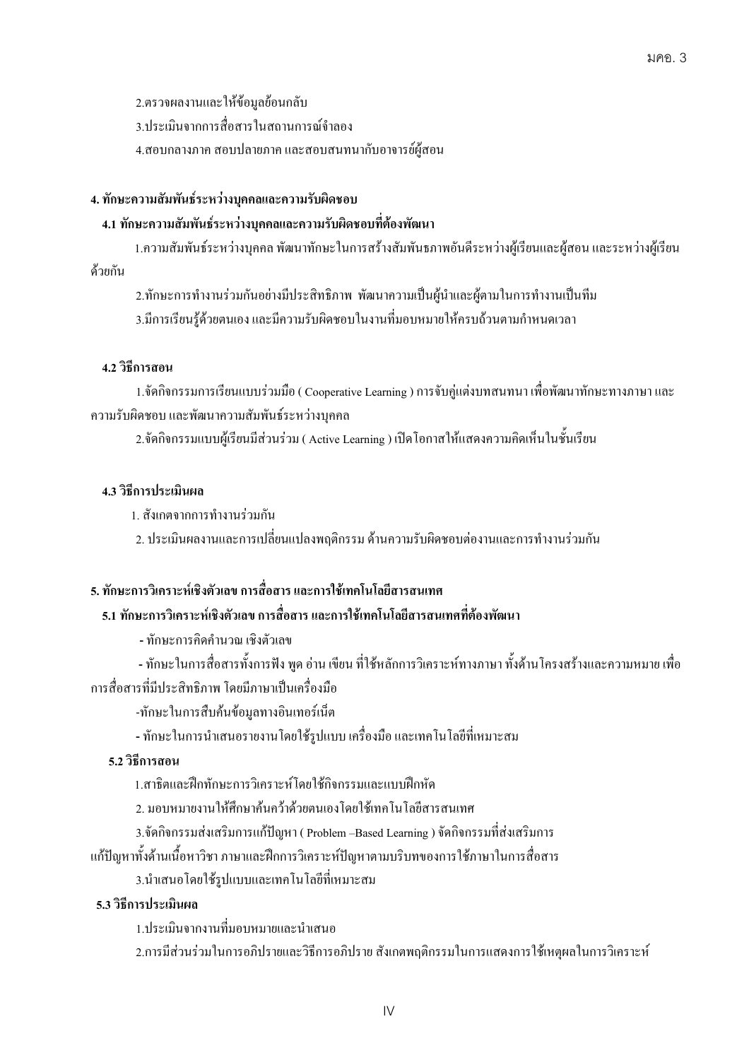2.ตรวจผลงานและให้ข้อมูลย้อนกลับ

3.ประเมินจากการสื่อสารในสถานการณ์จำลอง

4.สอบกลางภาค สอบปลายภาค และสอบสนทนากับอาจารย์ผู้สอน

**4. ทักษะความสัมพันธ์ระหว่างบุคคลและความรับผิดชอบ**

**4.1 ทักษะความสัมพันธ์ระหว่างบุคคลและความรับผิดชอบที่ต้องพัฒนา**

1.ความสัมพันธ์ระหว่างบุคคล พัฒนาทักษะในการสร้างสัมพันธภาพอันดีระหว่างผู้เรียนและผู้สอน และระหว่างผู้เรียนด้วยกัน

2.ทักษะการทำงานร่วมกันอย่างมีประสิทธิภาพ พัฒนาความเป็นผู้นำและผู้ตามในการทำงานเป็นทีม

3.มีการเรียนรู้ด้วยตนเอง และมีความรับผิดชอบในงานที่มอบหมายให้ครบถ้วนตามกำหนดเวลา

**4.2 วิธีการสอน**

1.จัดกิจกรรมการเรียนแบบร่วมมือ ( Cooperative Learning ) การจับคู่แต่งบทสนทนา เพื่อพัฒนาทักษะทางภาษา และความรับผิดชอบ และพัฒนาความสัมพันธ์ระหว่างบุคคล

2.จัดกิจกรรมแบบผู้เรียนมีส่วนร่วม ( Active Learning ) เปิดโอกาสให้แสดงความคิดเห็นในชั้นเรียน

**4.3 วิธีการประเมินผล**

1. สังเกตจากการทำงานร่วมกัน

2. ประเมินผลงานและการเปลี่ยนแปลงพฤติกรรม ด้านความรับผิดชอบต่องานและการทำงานร่วมกัน

**5. ทักษะการวิเคราะห์เชิงตัวเลข การสื่อสาร และการใช้เทคโนโลยีสารสนเทศ**

**5.1 ทักษะการวิเคราะห์เชิงตัวเลข การสื่อสาร และการใช้เทคโนโลยีสารสนเทศที่ต้องพัฒนา**

- ทักษะการคิดคำนวณ เชิงตัวเลข
- ทักษะในการสื่อสารทั้งการฟัง พูด อ่าน เขียน ที่ใช้หลักการวิเคราะห์ทางภาษา ทั้งด้านโครงสร้างและความหมาย เพื่อการสื่อสารที่มีประสิทธิภาพ โดยมีภาษาเป็นเครื่องมือ
- ทักษะในการสืบค้นข้อมูลทางอินเทอร์เน็ต
- ทักษะในการนำเสนอรายงานโดยใช้รูปแบบ เครื่องมือ และเทคโนโลยีที่เหมาะสม

**5.2 วิธีการสอน**

1.สาธิตและฝึกทักษะการวิเคราะห์โดยใช้กิจกรรมและแบบฝึกหัด

2. มอบหมายงานให้ศึกษาค้นคว้าด้วยตนเองโดยใช้เทคโนโลยีสารสนเทศ

3.จัดกิจกรรมส่งเสริมการแก้ปัญหา ( Problem –Based Learning ) จัดกิจกรรมที่ส่งเสริมการแก้ปัญหาทั้งด้านเนื้อหาวิชา ภาษาและฝึกการวิเคราะห์ปัญหาตามบริบทของการใช้ภาษาในการสื่อสาร

3.นำเสนอโดยใช้รูปแบบและเทคโนโลยีที่เหมาะสม

**5.3 วิธีการประเมินผล**

1.ประเมินจากงานที่มอบหมายและนำเสนอ

2.การมีส่วนร่วมในการอภิปรายและวิธีการอภิปราย สังเกตพฤติกรรมในการแสดงการใช้เหตุผลในการวิเคราะห์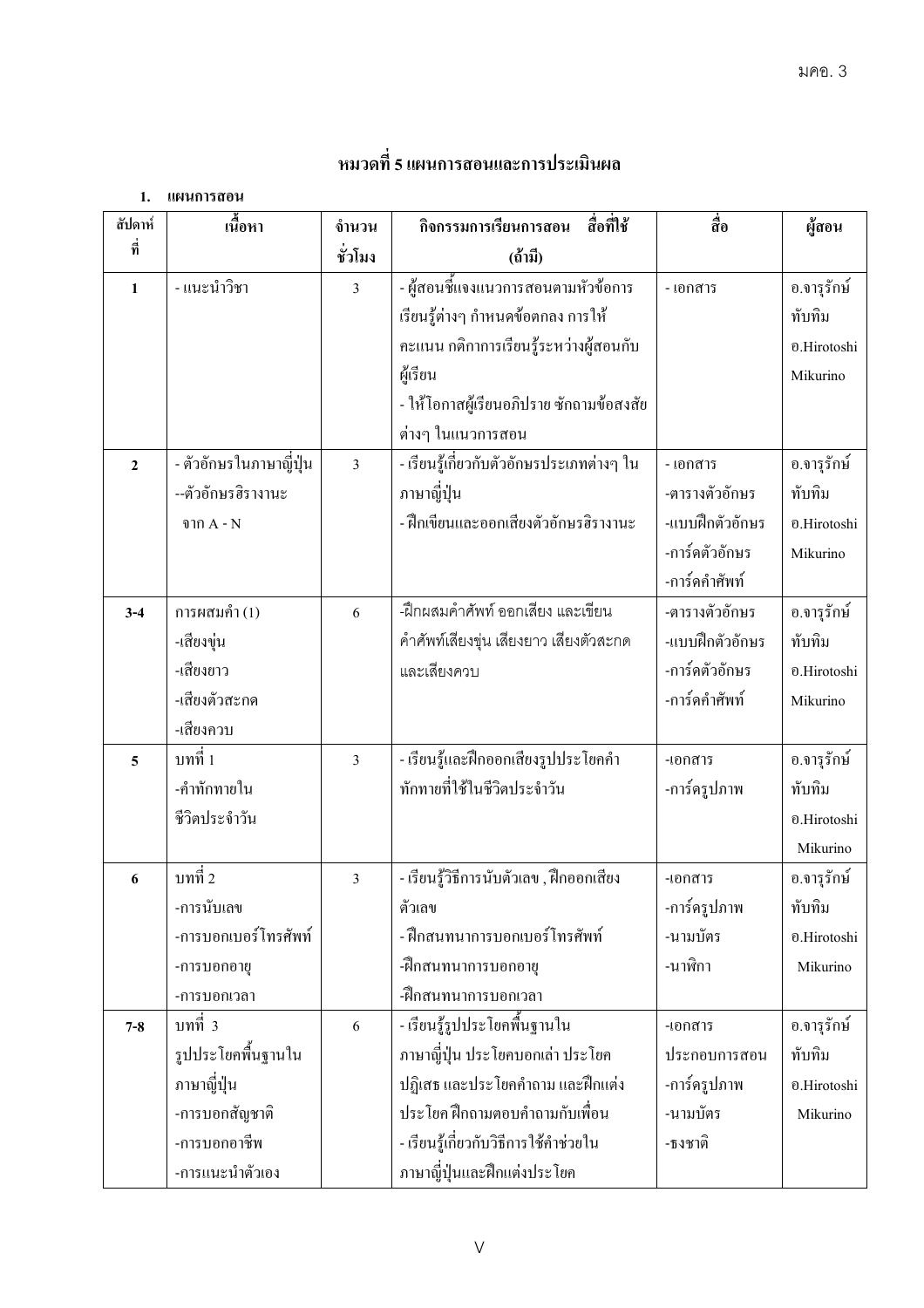# หมวดที่ 5 แผนการสอนและการประเมินผล

**1. แผนการสอน**

| สัปดาห์ที่ | เนื้อหา | จำนวนชั่วโมง | กิจกรรมการเรียนการสอน สื่อที่ใช้ (ถ้ามี) | สื่อ | ผู้สอน |
|---|---|---|---|---|---|
| 1 | - แนะนำวิชา | 3 | - ผู้สอนชี้แจงแนวการสอนตามหัวข้อการเรียนรู้ต่างๆ กำหนดข้อตกลง การให้คะแนน กติกาการเรียนรู้ระหว่างผู้สอนกับผู้เรียน<br>- ให้โอกาสผู้เรียนอภิปราย ซักถามข้อสงสัยต่างๆ ในแนวการสอน | - เอกสาร | อ.จารุรักษ์ ทับทิม<br>อ.Hirotoshi Mikurino |
| 2 | - ตัวอักษรในภาษาญี่ปุ่น<br>--ตัวอักษรฮิรางานะ จาก A - N | 3 | - เรียนรู้เกี่ยวกับตัวอักษรประเภทต่างๆ ในภาษาญี่ปุ่น<br>- ฝึกเขียนและออกเสียงตัวอักษรฮิรางานะ | - เอกสาร<br>-ตารางตัวอักษร<br>-แบบฝึกตัวอักษร<br>-การ์ดตัวอักษร<br>-การ์ดคำศัพท์ | อ.จารุรักษ์ ทับทิม<br>อ.Hirotoshi Mikurino |
| 3-4 | การผสมคำ (1)<br>-เสียงขุ่น<br>-เสียงยาว<br>-เสียงตัวสะกด<br>-เสียงควบ | 6 | -ฝึกผสมคำศัพท์ ออกเสียง และเขียนคำศัพท์เสียงขุ่น เสียงยาว เสียงตัวสะกด และเสียงควบ | -ตารางตัวอักษร<br>-แบบฝึกตัวอักษร<br>-การ์ดตัวอักษร<br>-การ์ดคำศัพท์ | อ.จารุรักษ์ ทับทิม<br>อ.Hirotoshi Mikurino |
| 5 | บทที่ 1<br>-คำทักทายในชีวิตประจำวัน | 3 | - เรียนรู้และฝึกออกเสียงรูปประโยคคำทักทายที่ใช้ในชีวิตประจำวัน | -เอกสาร<br>-การ์ดรูปภาพ | อ.จารุรักษ์ ทับทิม<br>อ.Hirotoshi Mikurino |
| 6 | บทที่ 2<br>-การนับเลข<br>-การบอกเบอร์โทรศัพท์<br>-การบอกอายุ<br>-การบอกเวลา | 3 | - เรียนรู้วิธีการนับตัวเลข , ฝึกออกเสียงตัวเลข<br>- ฝึกสนทนาการบอกเบอร์โทรศัพท์<br>-ฝึกสนทนาการบอกอายุ<br>-ฝึกสนทนาการบอกเวลา | -เอกสาร<br>-การ์ดรูปภาพ<br>-นามบัตร<br>-นาฬิกา | อ.จารุรักษ์ ทับทิม<br>อ.Hirotoshi Mikurino |
| 7-8 | บทที่ 3<br>รูปประโยคพื้นฐานในภาษาญี่ปุ่น<br>-การบอกสัญชาติ<br>-การบอกอาชีพ<br>-การแนะนำตัวเอง | 6 | - เรียนรู้รูปประโยคพื้นฐานในภาษาญี่ปุ่น ประโยคบอกเล่า ประโยคปฏิเสธ และประโยคคำถาม และฝึกแต่งประโยค ฝึกถามตอบคำถามกับเพื่อน<br>- เรียนรู้เกี่ยวกับวิธีการใช้คำช่วยในภาษาญี่ปุ่นและฝึกแต่งประโยค | -เอกสารประกอบการสอน<br>-การ์ดรูปภาพ<br>-นามบัตร<br>-ธงชาติ | อ.จารุรักษ์ ทับทิม<br>อ.Hirotoshi Mikurino |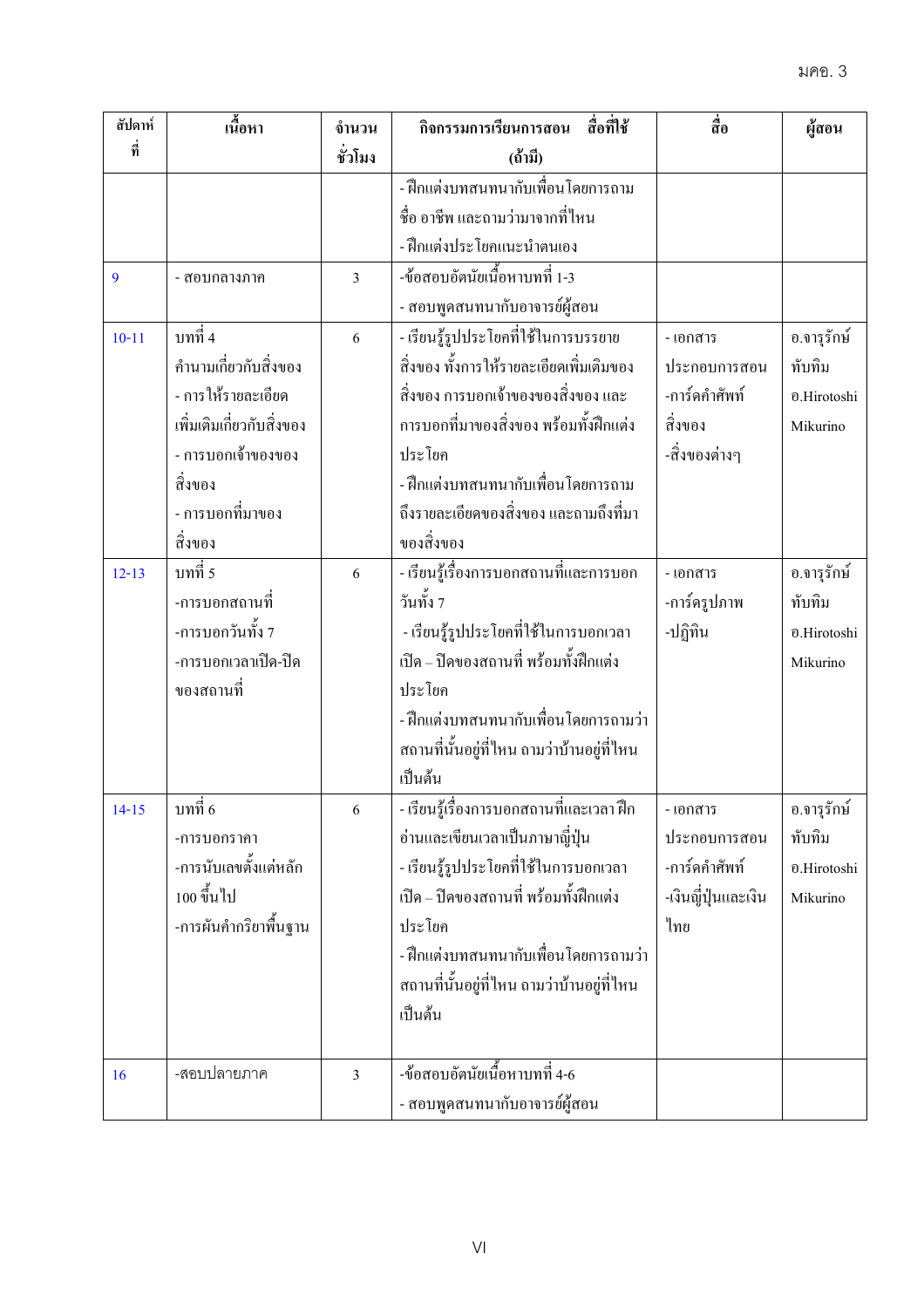| สัปดาห์ที่ | เนื้อหา | จำนวนชั่วโมง | กิจกรรมการเรียนการสอน สื่อที่ใช้ (ถ้ามี) | สื่อ | ผู้สอน |
|---|---|---|---|---|---|
| | | | - ฝึกแต่งบทสนทนากับเพื่อนโดยการถามชื่อ อาชีพ และถามว่ามาจากที่ไหน<br>- ฝึกแต่งประโยคแนะนำตนเอง | | |
| 9 | - สอบกลางภาค | 3 | -ข้อสอบอัตนัยเนื้อหาบทที่ 1-3<br>- สอบพูดสนทนากับอาจารย์ผู้สอน | | |
| 10-11 | บทที่ 4<br>คำนามเกี่ยวกับสิ่งของ<br>- การให้รายละเอียดเพิ่มเติมเกี่ยวกับสิ่งของ<br>- การบอกเจ้าของของสิ่งของ<br>- การบอกที่มาของสิ่งของ | 6 | - เรียนรู้รูปประโยคที่ใช้ในการบรรยายสิ่งของ ทั้งการให้รายละเอียดเพิ่มเติมของสิ่งของ การบอกเจ้าของของสิ่งของ และการบอกที่มาของสิ่งของ พร้อมทั้งฝึกแต่งประโยค<br>- ฝึกแต่งบทสนทนากับเพื่อนโดยการถามถึงรายละเอียดของสิ่งของ และถามถึงที่มาของสิ่งของ | - เอกสารประกอบการสอน<br>-การ์ดคำศัพท์สิ่งของ<br>-สิ่งของต่างๆ | อ.จารุรักษ์ ทับทิม<br>อ.Hirotoshi Mikurino |
| 12-13 | บทที่ 5<br>-การบอกสถานที่<br>-การบอกวันทั้ง 7<br>-การบอกเวลาเปิด-ปิดของสถานที่ | 6 | - เรียนรู้เรื่องการบอกสถานที่และการบอกวันทั้ง 7<br>- เรียนรู้รูปประโยคที่ใช้ในการบอกเวลาเปิด – ปิดของสถานที่ พร้อมทั้งฝึกแต่งประโยค<br>- ฝึกแต่งบทสนทนากับเพื่อนโดยการถามว่าสถานที่นั้นอยู่ที่ไหน ถามว่าบ้านอยู่ที่ไหน เป็นต้น | - เอกสาร<br>-การ์ดรูปภาพ<br>-ปฏิทิน | อ.จารุรักษ์ ทับทิม<br>อ.Hirotoshi Mikurino |
| 14-15 | บทที่ 6<br>-การบอกราคา<br>-การนับเลขตั้งแต่หลัก 100 ขึ้นไป<br>-การผันคำกริยาพื้นฐาน | 6 | - เรียนรู้เรื่องการบอกสถานที่และเวลา ฝึกอ่านและเขียนเวลาเป็นภาษาญี่ปุ่น<br>- เรียนรู้รูปประโยคที่ใช้ในการบอกเวลาเปิด – ปิดของสถานที่ พร้อมทั้งฝึกแต่งประโยค<br>- ฝึกแต่งบทสนทนากับเพื่อนโดยการถามว่าสถานที่นั้นอยู่ที่ไหน ถามว่าบ้านอยู่ที่ไหน เป็นต้น | - เอกสารประกอบการสอน<br>-การ์ดคำศัพท์<br>-เงินญี่ปุ่นและเงินไทย | อ.จารุรักษ์ ทับทิม<br>อ.Hirotoshi Mikurino |
| 16 | -สอบปลายภาค | 3 | -ข้อสอบอัตนัยเนื้อหาบทที่ 4-6<br>- สอบพูดสนทนากับอาจารย์ผู้สอน | | |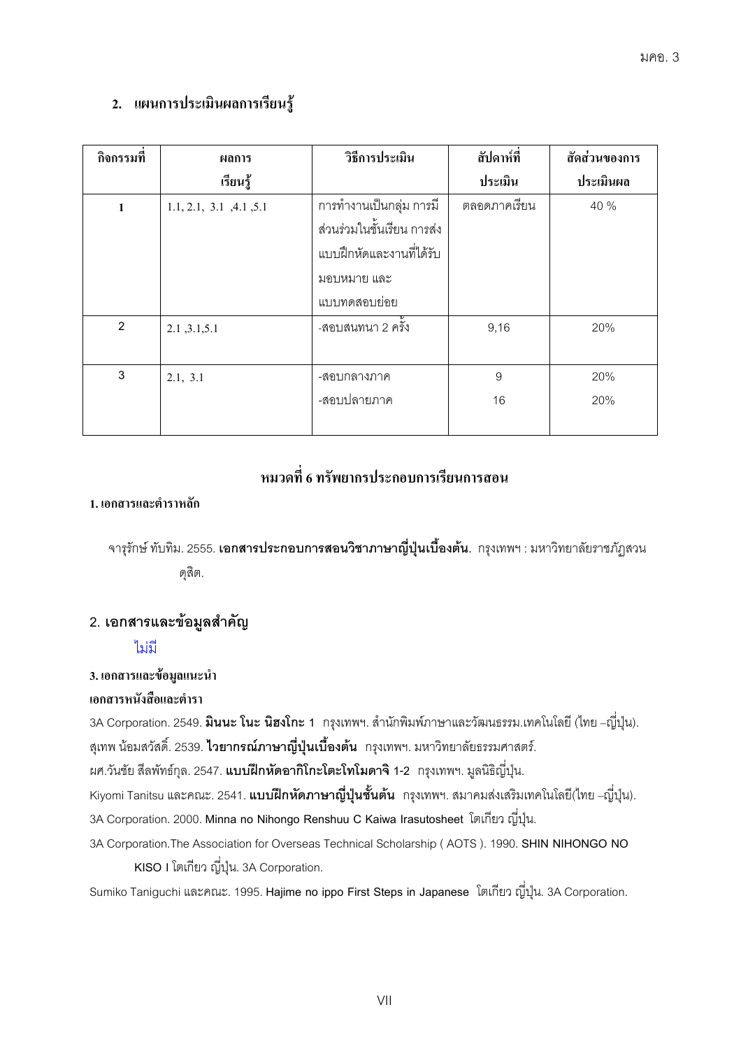## 2. แผนการประเมินผลการเรียนรู้

| กิจกรรมที่ | ผลการเรียนรู้ | วิธีการประเมิน | สัปดาห์ที่ประเมิน | สัดส่วนของการประเมินผล |
|---|---|---|---|---|
| 1 | 1.1, 2.1, 3.1 ,4.1 ,5.1 | การทำงานเป็นกลุ่ม การมีส่วนร่วมในชั้นเรียน การส่งแบบฝึกหัดและงานที่ได้รับมอบหมาย และแบบทดสอบย่อย | ตลอดภาคเรียน | 40 % |
| 2 | 2.1 ,3.1,5.1 | -สอบสนทนา 2 ครั้ง | 9,16 | 20% |
| 3 | 2.1, 3.1 | -สอบกลางภาค<br>-สอบปลายภาค | 9<br>16 | 20%<br>20% |

# หมวดที่ 6 ทรัพยากรประกอบการเรียนการสอน

**1. เอกสารและตำราหลัก**

จารุรักษ์ ทับทิม. 2555. **เอกสารประกอบการสอนวิชาภาษาญี่ปุ่นเบื้องต้น**. กรุงเทพฯ : มหาวิทยาลัยราชภัฏสวนดุสิต.

## 2. เอกสารและข้อมูลสำคัญ

ไม่มี

**3. เอกสารและข้อมูลแนะนำ**

**เอกสารหนังสือและตำรา**

3A Corporation. 2549. **มินนะ โนะ นิฮงโกะ 1** กรุงเทพฯ. สำนักพิมพ์ภาษาและวัฒนธรรม.เทคโนโลยี (ไทย –ญี่ปุ่น).

สุเทพ น้อมสวัสดิ์. 2539. **ไวยากรณ์ภาษาญี่ปุ่นเบื้องต้น** กรุงเทพฯ. มหาวิทยาลัยธรรมศาสตร์.

ผศ.วันชัย สีลพัทธ์กุล. 2547. **แบบฝึกหัดอากิโกะโตะโทโมดาจิ 1-2** กรุงเทพฯ. มูลนิธิญี่ปุ่น.

Kiyomi Tanitsu และคณะ. 2541. **แบบฝึกหัดภาษาญี่ปุ่นชั้นต้น** กรุงเทพฯ. สมาคมส่งเสริมเทคโนโลยี(ไทย –ญี่ปุ่น).

3A Corporation. 2000. **Minna no Nihongo Renshuu C Kaiwa Irasutosheet** โตเกียว ญี่ปุ่น.

3A Corporation.The Association for Overseas Technical Scholarship ( AOTS ). 1990. **SHIN NIHONGO NO KISO I** โตเกียว ญี่ปุ่น. 3A Corporation.

Sumiko Taniguchi และคณะ. 1995. **Hajime no ippo First Steps in Japanese** โตเกียว ญี่ปุ่น. 3A Corporation.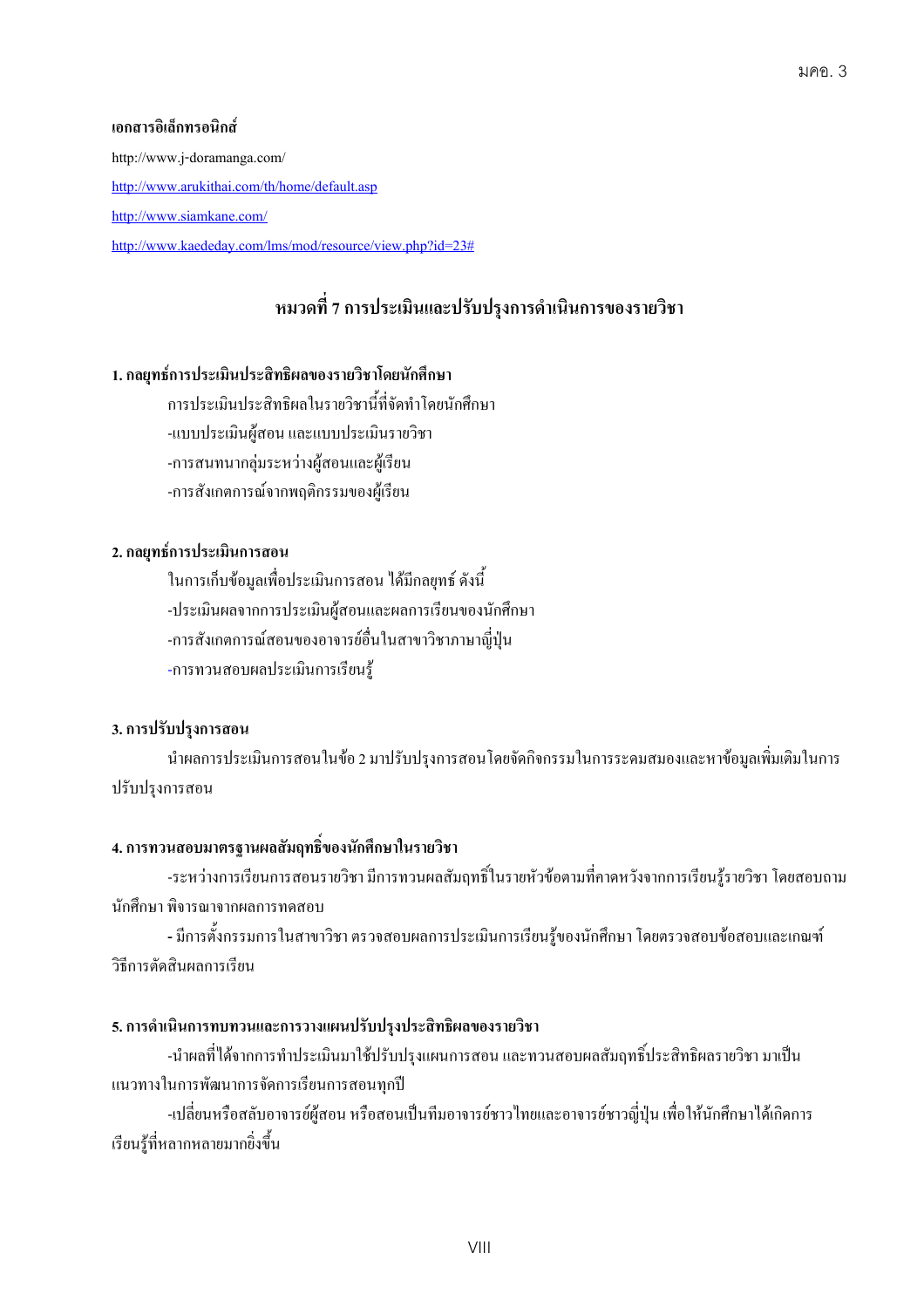**เอกสารอิเล็กทรอนิกส์**

http://www.j-doramanga.com/

http://www.arukithai.com/th/home/default.asp

http://www.siamkane.com/

http://www.kaededay.com/lms/mod/resource/view.php?id=23#

## หมวดที่ 7 การประเมินและปรับปรุงการดำเนินการของรายวิชา

### 1. กลยุทธ์การประเมินประสิทธิผลของรายวิชาโดยนักศึกษา

การประเมินประสิทธิผลในรายวิชานี้ที่จัดทำโดยนักศึกษา

-แบบประเมินผู้สอน และแบบประเมินรายวิชา

-การสนทนากลุ่มระหว่างผู้สอนและผู้เรียน

-การสังเกตการณ์จากพฤติกรรมของผู้เรียน

### 2. กลยุทธ์การประเมินการสอน

ในการเก็บข้อมูลเพื่อประเมินการสอน ได้มีกลยุทธ์ ดังนี้

-ประเมินผลจากการประเมินผู้สอนและผลการเรียนของนักศึกษา

-การสังเกตการณ์สอนของอาจารย์อื่นในสาขาวิชาภาษาญี่ปุ่น

-การทวนสอบผลประเมินการเรียนรู้

### 3. การปรับปรุงการสอน

นำผลการประเมินการสอนในข้อ 2 มาปรับปรุงการสอนโดยจัดกิจกรรมในการระดมสมองและหาข้อมูลเพิ่มเติมในการปรับปรุงการสอน

### 4. การทวนสอบมาตรฐานผลสัมฤทธิ์ของนักศึกษาในรายวิชา

-ระหว่างการเรียนการสอนรายวิชา มีการทวนผลสัมฤทธิ์ในรายหัวข้อตามที่คาดหวังจากการเรียนรู้รายวิชา โดยสอบถามนักศึกษา พิจารณาจากผลการทดสอบ

- มีการตั้งกรรมการในสาขาวิชา ตรวจสอบผลการประเมินการเรียนรู้ของนักศึกษา โดยตรวจสอบข้อสอบและเกณฑ์วิธีการตัดสินผลการเรียน

### 5. การดำเนินการทบทวนและการวางแผนปรับปรุงประสิทธิผลของรายวิชา

-นำผลที่ได้จากการทำประเมินมาใช้ปรับปรุงแผนการสอน และทวนสอบผลสัมฤทธิ์ประสิทธิผลรายวิชา มาเป็นแนวทางในการพัฒนาการจัดการเรียนการสอนทุกปี

-เปลี่ยนหรือสลับอาจารย์ผู้สอน หรือสอนเป็นทีมอาจารย์ชาวไทยและอาจารย์ชาวญี่ปุ่น เพื่อให้นักศึกษาได้เกิดการเรียนรู้ที่หลากหลายมากยิ่งขึ้น